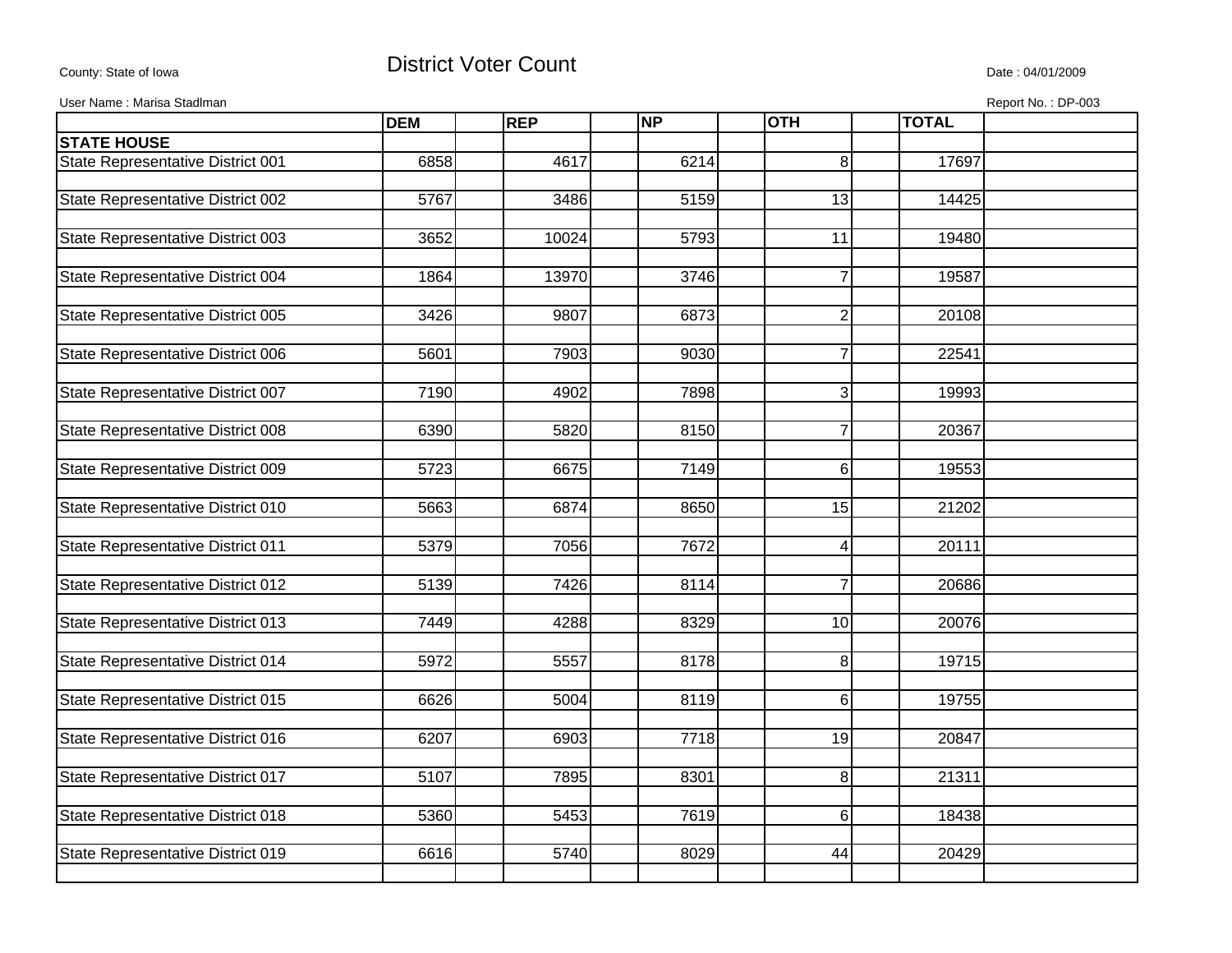County: State of Iowa

# District Voter Count

Date : 04/01/2009

User Name : Marisa Stadlman

Report No. : DP-003

| | DEM | REP | NP | OTH | TOTAL |
|---|---|---|---|---|---|
| **STATE HOUSE** | | | | | |
| State Representative District 001 | 6858 | 4617 | 6214 | 8 | 17697 |
| State Representative District 002 | 5767 | 3486 | 5159 | 13 | 14425 |
| State Representative District 003 | 3652 | 10024 | 5793 | 11 | 19480 |
| State Representative District 004 | 1864 | 13970 | 3746 | 7 | 19587 |
| State Representative District 005 | 3426 | 9807 | 6873 | 2 | 20108 |
| State Representative District 006 | 5601 | 7903 | 9030 | 7 | 22541 |
| State Representative District 007 | 7190 | 4902 | 7898 | 3 | 19993 |
| State Representative District 008 | 6390 | 5820 | 8150 | 7 | 20367 |
| State Representative District 009 | 5723 | 6675 | 7149 | 6 | 19553 |
| State Representative District 010 | 5663 | 6874 | 8650 | 15 | 21202 |
| State Representative District 011 | 5379 | 7056 | 7672 | 4 | 20111 |
| State Representative District 012 | 5139 | 7426 | 8114 | 7 | 20686 |
| State Representative District 013 | 7449 | 4288 | 8329 | 10 | 20076 |
| State Representative District 014 | 5972 | 5557 | 8178 | 8 | 19715 |
| State Representative District 015 | 6626 | 5004 | 8119 | 6 | 19755 |
| State Representative District 016 | 6207 | 6903 | 7718 | 19 | 20847 |
| State Representative District 017 | 5107 | 7895 | 8301 | 8 | 21311 |
| State Representative District 018 | 5360 | 5453 | 7619 | 6 | 18438 |
| State Representative District 019 | 6616 | 5740 | 8029 | 44 | 20429 |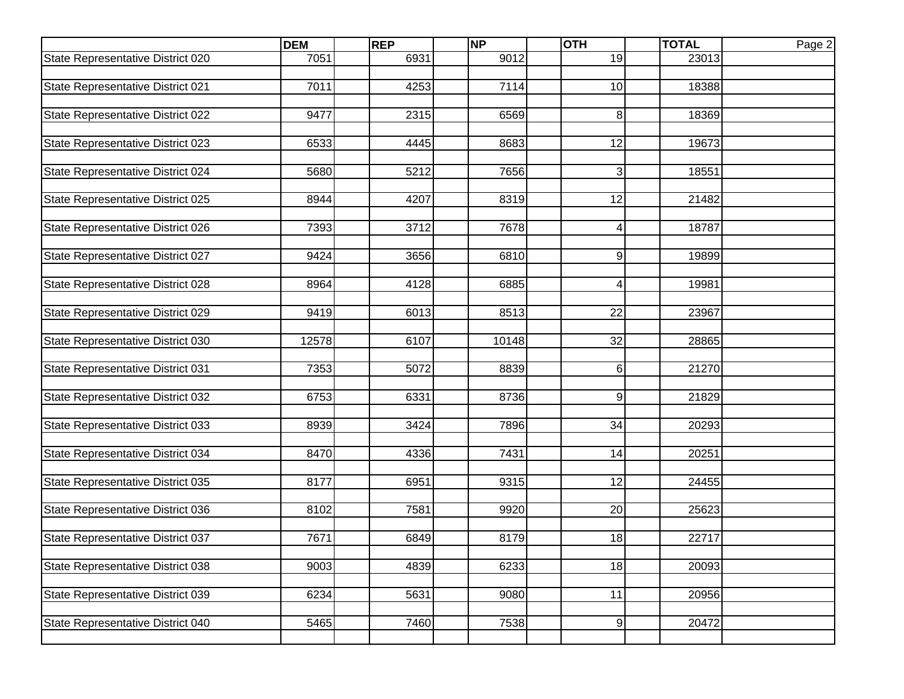| | DEM | REP | NP | OTH | TOTAL |
|---|---|---|---|---|---|
| State Representative District 020 | 7051 | 6931 | 9012 | 19 | 23013 |
| State Representative District 021 | 7011 | 4253 | 7114 | 10 | 18388 |
| State Representative District 022 | 9477 | 2315 | 6569 | 8 | 18369 |
| State Representative District 023 | 6533 | 4445 | 8683 | 12 | 19673 |
| State Representative District 024 | 5680 | 5212 | 7656 | 3 | 18551 |
| State Representative District 025 | 8944 | 4207 | 8319 | 12 | 21482 |
| State Representative District 026 | 7393 | 3712 | 7678 | 4 | 18787 |
| State Representative District 027 | 9424 | 3656 | 6810 | 9 | 19899 |
| State Representative District 028 | 8964 | 4128 | 6885 | 4 | 19981 |
| State Representative District 029 | 9419 | 6013 | 8513 | 22 | 23967 |
| State Representative District 030 | 12578 | 6107 | 10148 | 32 | 28865 |
| State Representative District 031 | 7353 | 5072 | 8839 | 6 | 21270 |
| State Representative District 032 | 6753 | 6331 | 8736 | 9 | 21829 |
| State Representative District 033 | 8939 | 3424 | 7896 | 34 | 20293 |
| State Representative District 034 | 8470 | 4336 | 7431 | 14 | 20251 |
| State Representative District 035 | 8177 | 6951 | 9315 | 12 | 24455 |
| State Representative District 036 | 8102 | 7581 | 9920 | 20 | 25623 |
| State Representative District 037 | 7671 | 6849 | 8179 | 18 | 22717 |
| State Representative District 038 | 9003 | 4839 | 6233 | 18 | 20093 |
| State Representative District 039 | 6234 | 5631 | 9080 | 11 | 20956 |
| State Representative District 040 | 5465 | 7460 | 7538 | 9 | 20472 |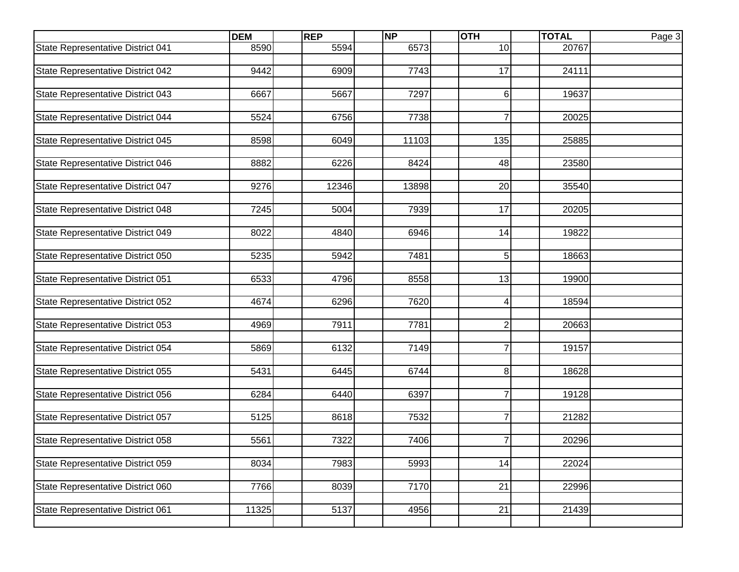| | DEM | REP | NP | OTH | TOTAL |
|---|---|---|---|---|---|
| State Representative District 041 | 8590 | 5594 | 6573 | 10 | 20767 |
| State Representative District 042 | 9442 | 6909 | 7743 | 17 | 24111 |
| State Representative District 043 | 6667 | 5667 | 7297 | 6 | 19637 |
| State Representative District 044 | 5524 | 6756 | 7738 | 7 | 20025 |
| State Representative District 045 | 8598 | 6049 | 11103 | 135 | 25885 |
| State Representative District 046 | 8882 | 6226 | 8424 | 48 | 23580 |
| State Representative District 047 | 9276 | 12346 | 13898 | 20 | 35540 |
| State Representative District 048 | 7245 | 5004 | 7939 | 17 | 20205 |
| State Representative District 049 | 8022 | 4840 | 6946 | 14 | 19822 |
| State Representative District 050 | 5235 | 5942 | 7481 | 5 | 18663 |
| State Representative District 051 | 6533 | 4796 | 8558 | 13 | 19900 |
| State Representative District 052 | 4674 | 6296 | 7620 | 4 | 18594 |
| State Representative District 053 | 4969 | 7911 | 7781 | 2 | 20663 |
| State Representative District 054 | 5869 | 6132 | 7149 | 7 | 19157 |
| State Representative District 055 | 5431 | 6445 | 6744 | 8 | 18628 |
| State Representative District 056 | 6284 | 6440 | 6397 | 7 | 19128 |
| State Representative District 057 | 5125 | 8618 | 7532 | 7 | 21282 |
| State Representative District 058 | 5561 | 7322 | 7406 | 7 | 20296 |
| State Representative District 059 | 8034 | 7983 | 5993 | 14 | 22024 |
| State Representative District 060 | 7766 | 8039 | 7170 | 21 | 22996 |
| State Representative District 061 | 11325 | 5137 | 4956 | 21 | 21439 |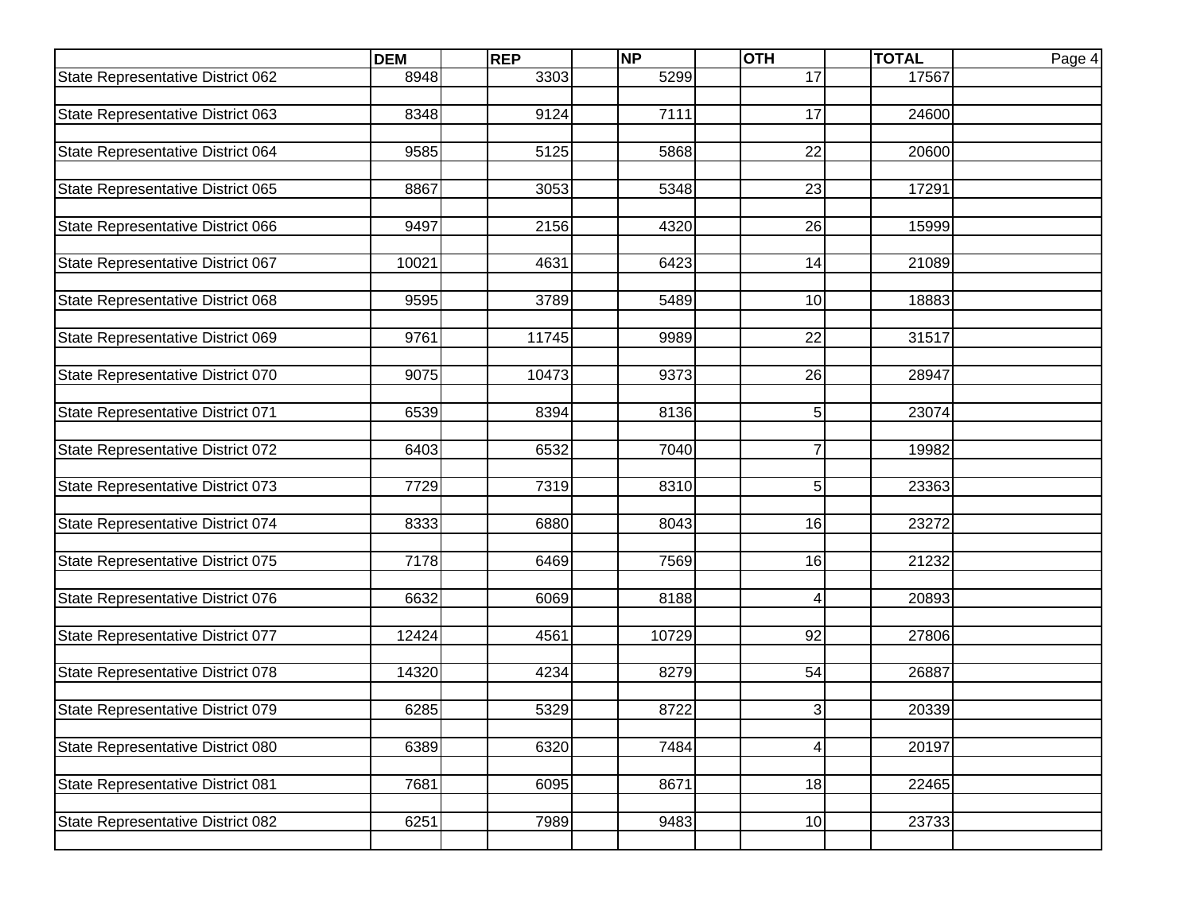| | DEM | REP | NP | OTH | TOTAL |
|---|---|---|---|---|---|
| State Representative District 062 | 8948 | 3303 | 5299 | 17 | 17567 |
| State Representative District 063 | 8348 | 9124 | 7111 | 17 | 24600 |
| State Representative District 064 | 9585 | 5125 | 5868 | 22 | 20600 |
| State Representative District 065 | 8867 | 3053 | 5348 | 23 | 17291 |
| State Representative District 066 | 9497 | 2156 | 4320 | 26 | 15999 |
| State Representative District 067 | 10021 | 4631 | 6423 | 14 | 21089 |
| State Representative District 068 | 9595 | 3789 | 5489 | 10 | 18883 |
| State Representative District 069 | 9761 | 11745 | 9989 | 22 | 31517 |
| State Representative District 070 | 9075 | 10473 | 9373 | 26 | 28947 |
| State Representative District 071 | 6539 | 8394 | 8136 | 5 | 23074 |
| State Representative District 072 | 6403 | 6532 | 7040 | 7 | 19982 |
| State Representative District 073 | 7729 | 7319 | 8310 | 5 | 23363 |
| State Representative District 074 | 8333 | 6880 | 8043 | 16 | 23272 |
| State Representative District 075 | 7178 | 6469 | 7569 | 16 | 21232 |
| State Representative District 076 | 6632 | 6069 | 8188 | 4 | 20893 |
| State Representative District 077 | 12424 | 4561 | 10729 | 92 | 27806 |
| State Representative District 078 | 14320 | 4234 | 8279 | 54 | 26887 |
| State Representative District 079 | 6285 | 5329 | 8722 | 3 | 20339 |
| State Representative District 080 | 6389 | 6320 | 7484 | 4 | 20197 |
| State Representative District 081 | 7681 | 6095 | 8671 | 18 | 22465 |
| State Representative District 082 | 6251 | 7989 | 9483 | 10 | 23733 |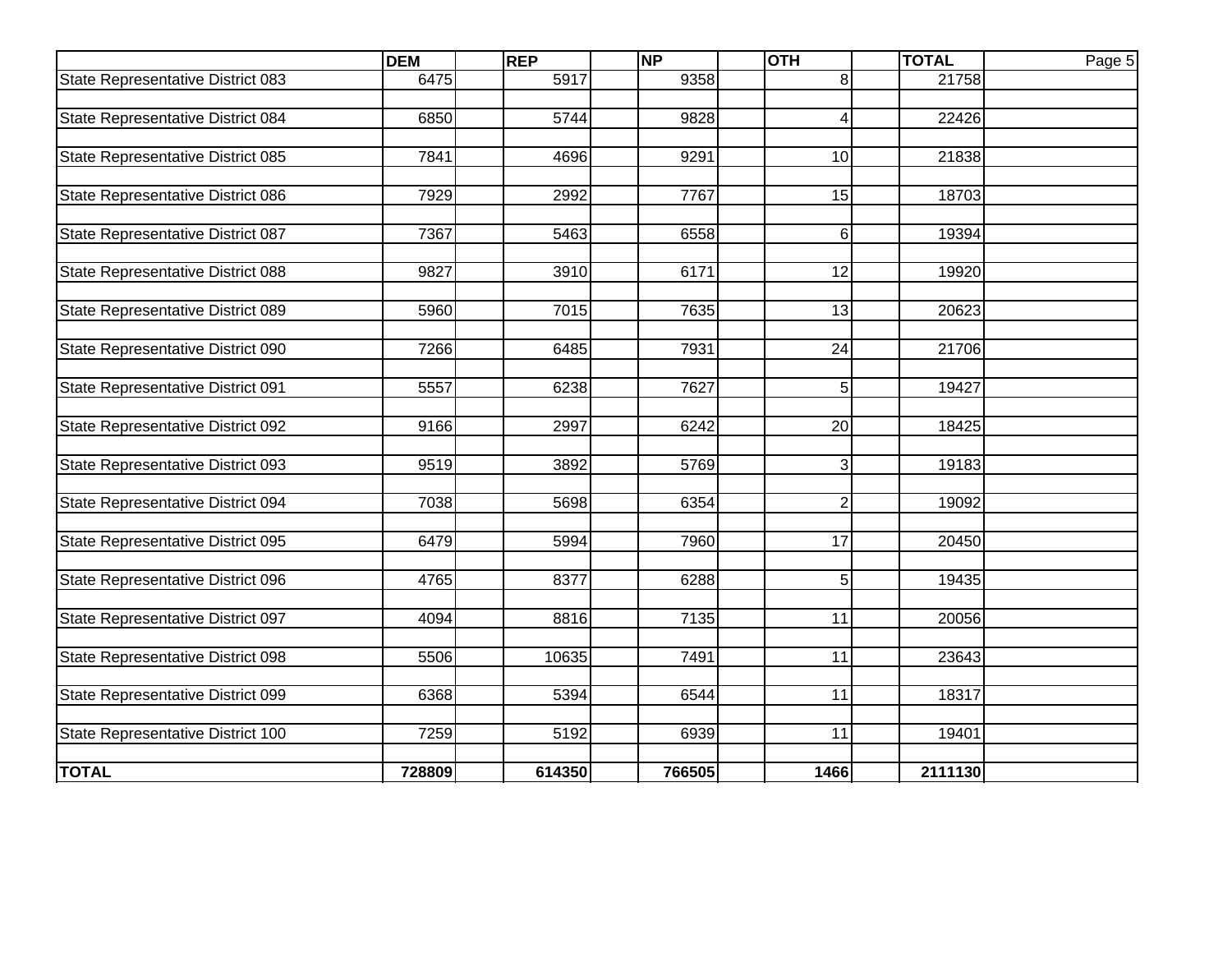| | DEM | REP | NP | OTH | TOTAL |
|---|---|---|---|---|---|
| State Representative District 083 | 6475 | 5917 | 9358 | 8 | 21758 |
| State Representative District 084 | 6850 | 5744 | 9828 | 4 | 22426 |
| State Representative District 085 | 7841 | 4696 | 9291 | 10 | 21838 |
| State Representative District 086 | 7929 | 2992 | 7767 | 15 | 18703 |
| State Representative District 087 | 7367 | 5463 | 6558 | 6 | 19394 |
| State Representative District 088 | 9827 | 3910 | 6171 | 12 | 19920 |
| State Representative District 089 | 5960 | 7015 | 7635 | 13 | 20623 |
| State Representative District 090 | 7266 | 6485 | 7931 | 24 | 21706 |
| State Representative District 091 | 5557 | 6238 | 7627 | 5 | 19427 |
| State Representative District 092 | 9166 | 2997 | 6242 | 20 | 18425 |
| State Representative District 093 | 9519 | 3892 | 5769 | 3 | 19183 |
| State Representative District 094 | 7038 | 5698 | 6354 | 2 | 19092 |
| State Representative District 095 | 6479 | 5994 | 7960 | 17 | 20450 |
| State Representative District 096 | 4765 | 8377 | 6288 | 5 | 19435 |
| State Representative District 097 | 4094 | 8816 | 7135 | 11 | 20056 |
| State Representative District 098 | 5506 | 10635 | 7491 | 11 | 23643 |
| State Representative District 099 | 6368 | 5394 | 6544 | 11 | 18317 |
| State Representative District 100 | 7259 | 5192 | 6939 | 11 | 19401 |
| **TOTAL** | **728809** | **614350** | **766505** | **1466** | **2111130** |